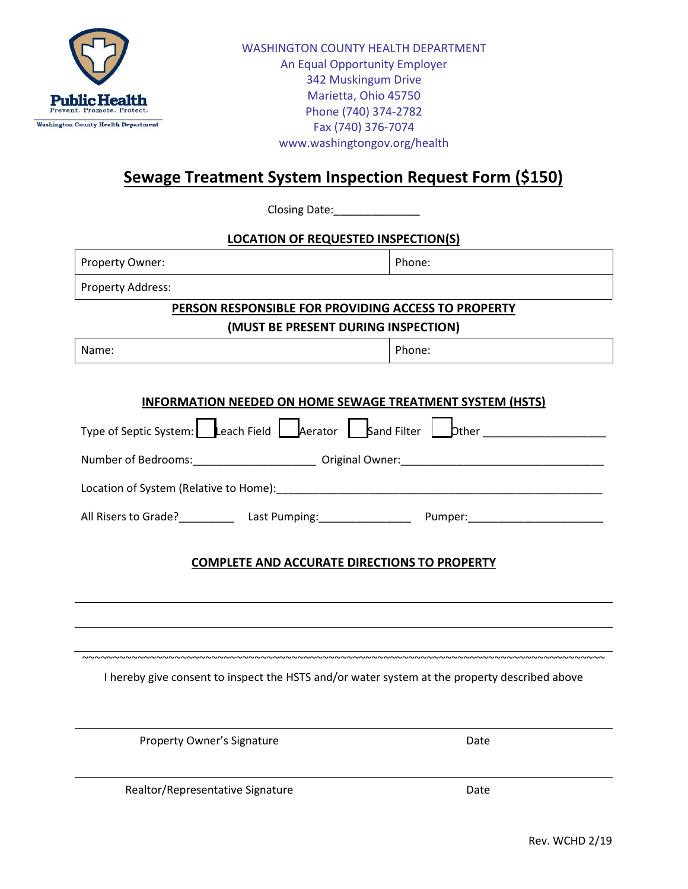Public Health
Prevent. Promote. Protect.
Washington County Health Department

WASHINGTON COUNTY HEALTH DEPARTMENT
An Equal Opportunity Employer
342 Muskingum Drive
Marietta, Ohio 45750
Phone (740) 374-2782
Fax (740) 376-7074
www.washingtongov.org/health

# Sewage Treatment System Inspection Request Form ($150)

Closing Date:______________

## LOCATION OF REQUESTED INSPECTION(S)

| Property Owner: | Phone: |
|---|---|
| Property Address: | |

## PERSON RESPONSIBLE FOR PROVIDING ACCESS TO PROPERTY (MUST BE PRESENT DURING INSPECTION)

| Name: | Phone: |
|---|---|

## INFORMATION NEEDED ON HOME SEWAGE TREATMENT SYSTEM (HSTS)

Type of Septic System: ☐ Leach Field ☐ Aerator ☐ Sand Filter ☐ Other ____________________

Number of Bedrooms:____________________ Original Owner:__________________________________

Location of System (Relative to Home):________________________________________________________

All Risers to Grade?_________ Last Pumping:_______________ Pumper:______________________

## COMPLETE AND ACCURATE DIRECTIONS TO PROPERTY

________________________________________________________________________________________

________________________________________________________________________________________

________________________________________________________________________________________

~~~~~~~~~~~~~~~~~~~~~~~~~~~~~~~~~~~~~~~~~~~~~~~~~~~~~~~~~~~~~~~~~~~~~~~~~~~~~~~~~~~~~~~~~~~~~~~~

I hereby give consent to inspect the HSTS and/or water system at the property described above

________________________________________________________________________________________
Property Owner's Signature Date

________________________________________________________________________________________
Realtor/Representative Signature Date

Rev. WCHD 2/19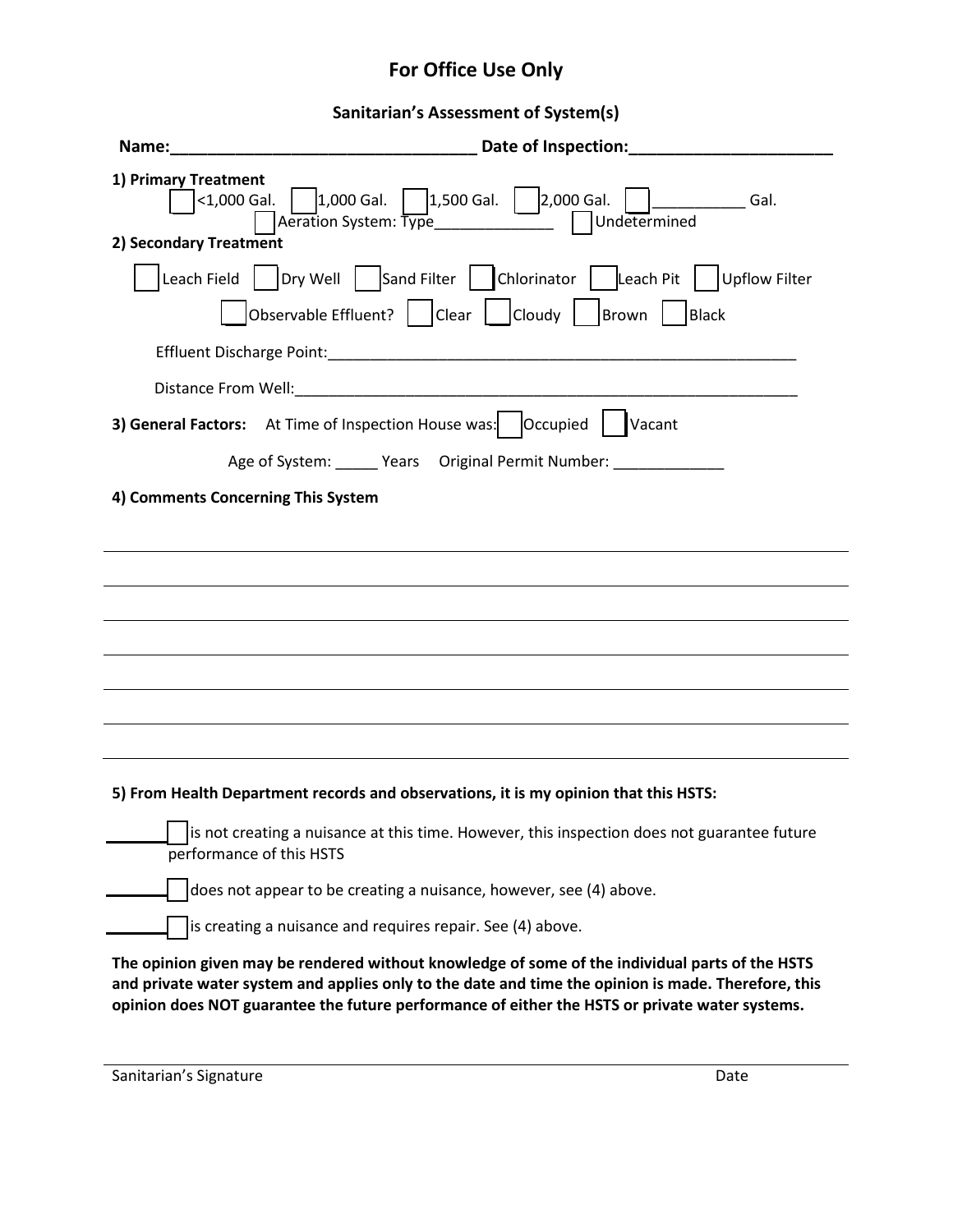# For Office Use Only

## Sanitarian's Assessment of System(s)

**Name:**_________________________________ **Date of Inspection:**______________________

**1) Primary Treatment**

☐ <1,000 Gal. ☐ 1,000 Gal. ☐ 1,500 Gal. ☐ 2,000 Gal. ☐ ___________ Gal.

☐ Aeration System: Type______________ ☐ Undetermined

**2) Secondary Treatment**

☐ Leach Field ☐ Dry Well ☐ Sand Filter ☐ Chlorinator ☐ Leach Pit ☐ Upflow Filter

☐ Observable Effluent? ☐ Clear ☐ Cloudy ☐ Brown ☐ Black

Effluent Discharge Point:_________________________________________________________

Distance From Well:_____________________________________________________________

**3) General Factors:** At Time of Inspection House was: ☐ Occupied ☐ Vacant

Age of System: _____ Years Original Permit Number: _____________

**4) Comments Concerning This System**

______________________________________________________________________________

______________________________________________________________________________

______________________________________________________________________________

______________________________________________________________________________

______________________________________________________________________________

______________________________________________________________________________

______________________________________________________________________________

**5) From Health Department records and observations, it is my opinion that this HSTS:**

________ ☐ is not creating a nuisance at this time. However, this inspection does not guarantee future performance of this HSTS

________ ☐ does not appear to be creating a nuisance, however, see (4) above.

________ ☐ is creating a nuisance and requires repair. See (4) above.

**The opinion given may be rendered without knowledge of some of the individual parts of the HSTS and private water system and applies only to the date and time the opinion is made. Therefore, this opinion does NOT guarantee the future performance of either the HSTS or private water systems.**

______________________________________________________________________________

Sanitarian's Signature                                                                                                    Date